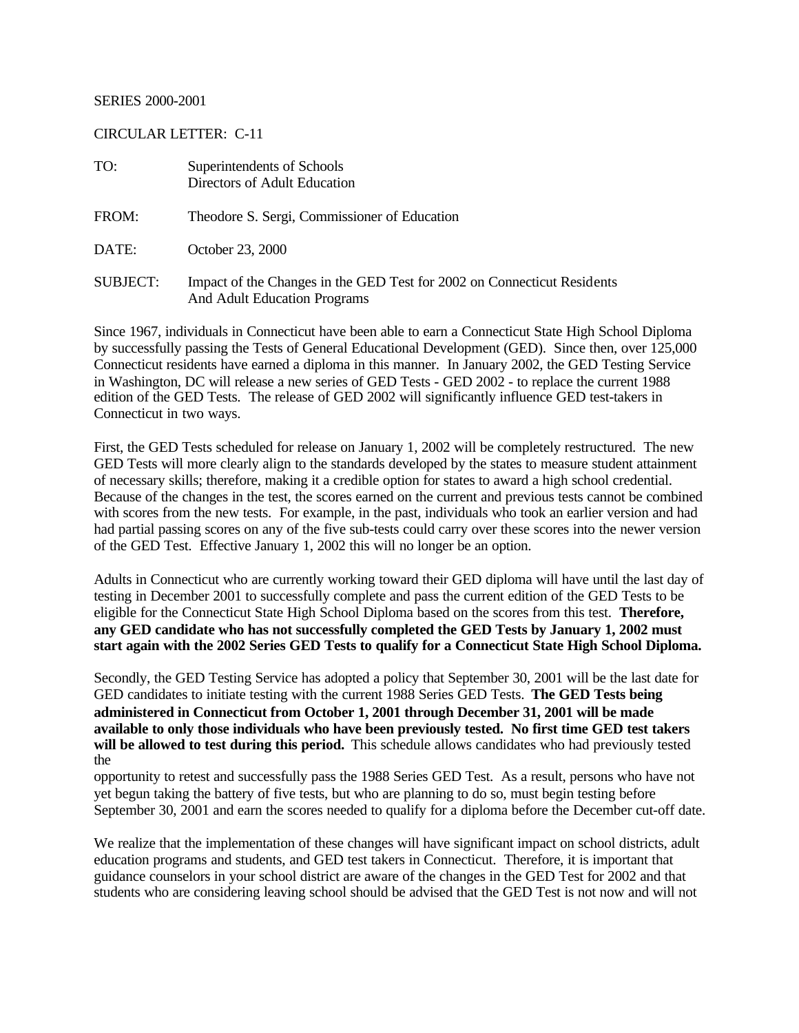SERIES 2000-2001

CIRCULAR LETTER: C-11

| | |
|---|---|
| TO: | Superintendents of Schools<br>Directors of Adult Education |
| FROM: | Theodore S. Sergi, Commissioner of Education |
| DATE: | October 23, 2000 |
| SUBJECT: | Impact of the Changes in the GED Test for 2002 on Connecticut Residents And Adult Education Programs |

Since 1967, individuals in Connecticut have been able to earn a Connecticut State High School Diploma by successfully passing the Tests of General Educational Development (GED). Since then, over 125,000 Connecticut residents have earned a diploma in this manner. In January 2002, the GED Testing Service in Washington, DC will release a new series of GED Tests - GED 2002 - to replace the current 1988 edition of the GED Tests. The release of GED 2002 will significantly influence GED test-takers in Connecticut in two ways.

First, the GED Tests scheduled for release on January 1, 2002 will be completely restructured. The new GED Tests will more clearly align to the standards developed by the states to measure student attainment of necessary skills; therefore, making it a credible option for states to award a high school credential. Because of the changes in the test, the scores earned on the current and previous tests cannot be combined with scores from the new tests. For example, in the past, individuals who took an earlier version and had had partial passing scores on any of the five sub-tests could carry over these scores into the newer version of the GED Test. Effective January 1, 2002 this will no longer be an option.

Adults in Connecticut who are currently working toward their GED diploma will have until the last day of testing in December 2001 to successfully complete and pass the current edition of the GED Tests to be eligible for the Connecticut State High School Diploma based on the scores from this test. **Therefore, any GED candidate who has not successfully completed the GED Tests by January 1, 2002 must start again with the 2002 Series GED Tests to qualify for a Connecticut State High School Diploma.**

Secondly, the GED Testing Service has adopted a policy that September 30, 2001 will be the last date for GED candidates to initiate testing with the current 1988 Series GED Tests. **The GED Tests being administered in Connecticut from October 1, 2001 through December 31, 2001 will be made available to only those individuals who have been previously tested. No first time GED test takers will be allowed to test during this period.** This schedule allows candidates who had previously tested the opportunity to retest and successfully pass the 1988 Series GED Test. As a result, persons who have not yet begun taking the battery of five tests, but who are planning to do so, must begin testing before September 30, 2001 and earn the scores needed to qualify for a diploma before the December cut-off date.

We realize that the implementation of these changes will have significant impact on school districts, adult education programs and students, and GED test takers in Connecticut. Therefore, it is important that guidance counselors in your school district are aware of the changes in the GED Test for 2002 and that students who are considering leaving school should be advised that the GED Test is not now and will not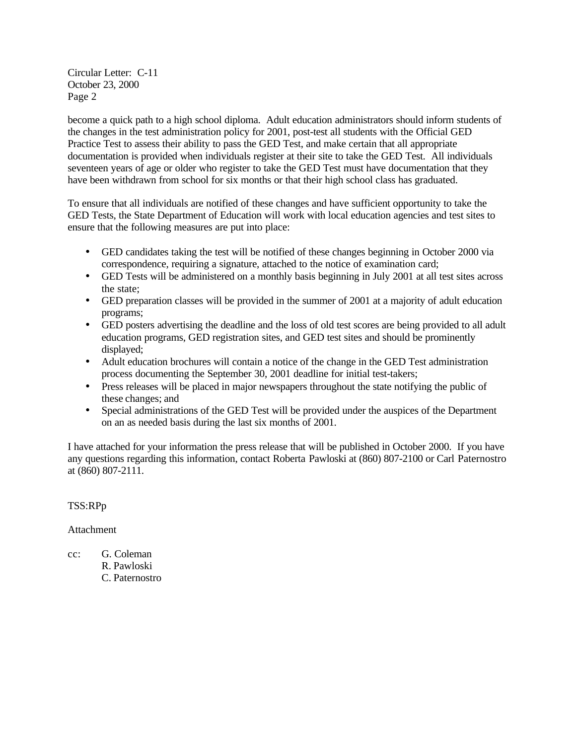become a quick path to a high school diploma. Adult education administrators should inform students of the changes in the test administration policy for 2001, post-test all students with the Official GED Practice Test to assess their ability to pass the GED Test, and make certain that all appropriate documentation is provided when individuals register at their site to take the GED Test. All individuals seventeen years of age or older who register to take the GED Test must have documentation that they have been withdrawn from school for six months or that their high school class has graduated.

To ensure that all individuals are notified of these changes and have sufficient opportunity to take the GED Tests, the State Department of Education will work with local education agencies and test sites to ensure that the following measures are put into place:

- GED candidates taking the test will be notified of these changes beginning in October 2000 via correspondence, requiring a signature, attached to the notice of examination card;
- GED Tests will be administered on a monthly basis beginning in July 2001 at all test sites across the state;
- GED preparation classes will be provided in the summer of 2001 at a majority of adult education programs;
- GED posters advertising the deadline and the loss of old test scores are being provided to all adult education programs, GED registration sites, and GED test sites and should be prominently displayed;
- Adult education brochures will contain a notice of the change in the GED Test administration process documenting the September 30, 2001 deadline for initial test-takers;
- Press releases will be placed in major newspapers throughout the state notifying the public of these changes; and
- Special administrations of the GED Test will be provided under the auspices of the Department on an as needed basis during the last six months of 2001.

I have attached for your information the press release that will be published in October 2000. If you have any questions regarding this information, contact Roberta Pawloski at (860) 807-2100 or Carl Paternostro at (860) 807-2111.

TSS:RPp

Attachment

cc: G. Coleman
R. Pawloski
C. Paternostro